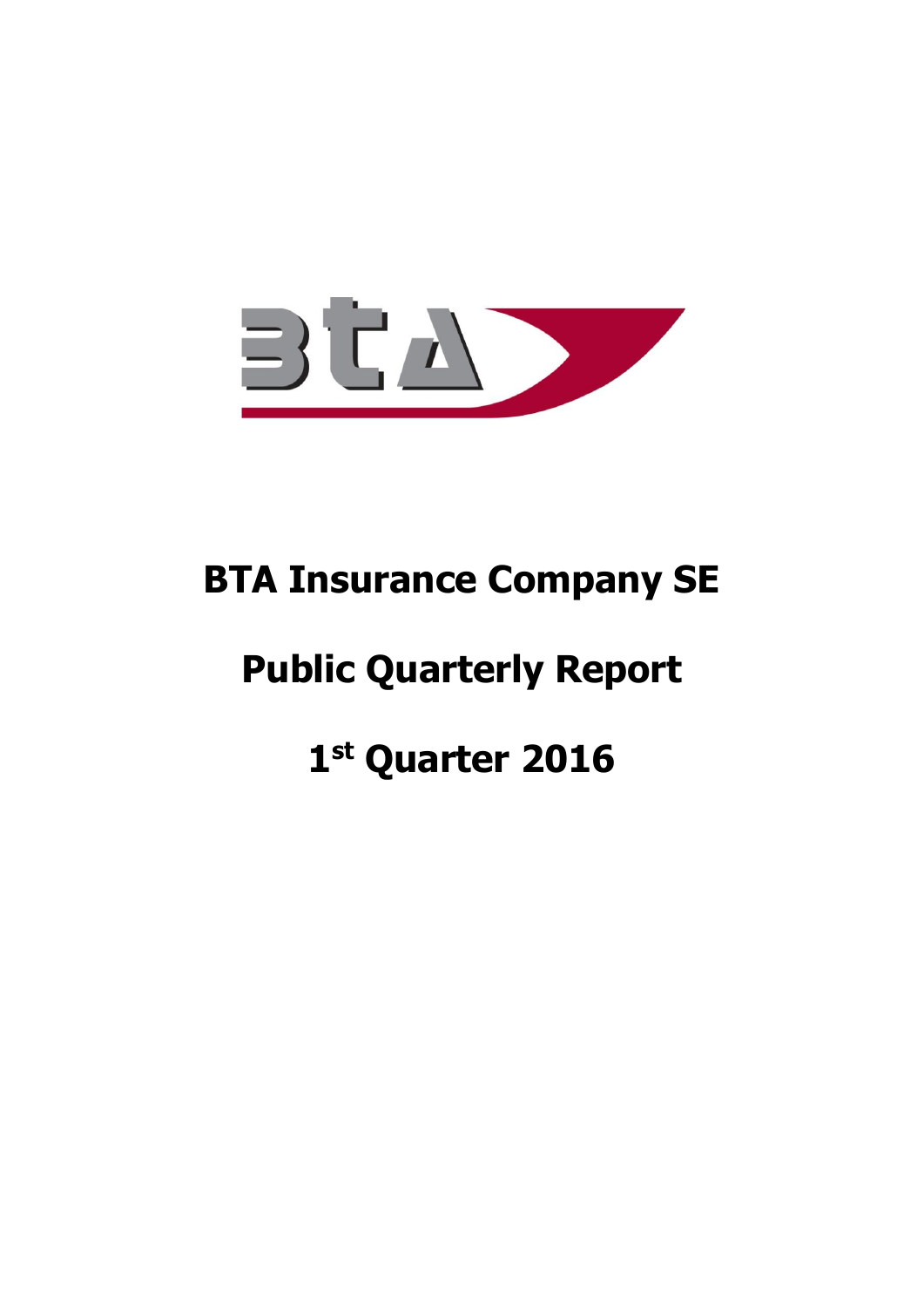# BTA Insurance Company SE

# Public Quarterly Report

# 1st Quarter 2016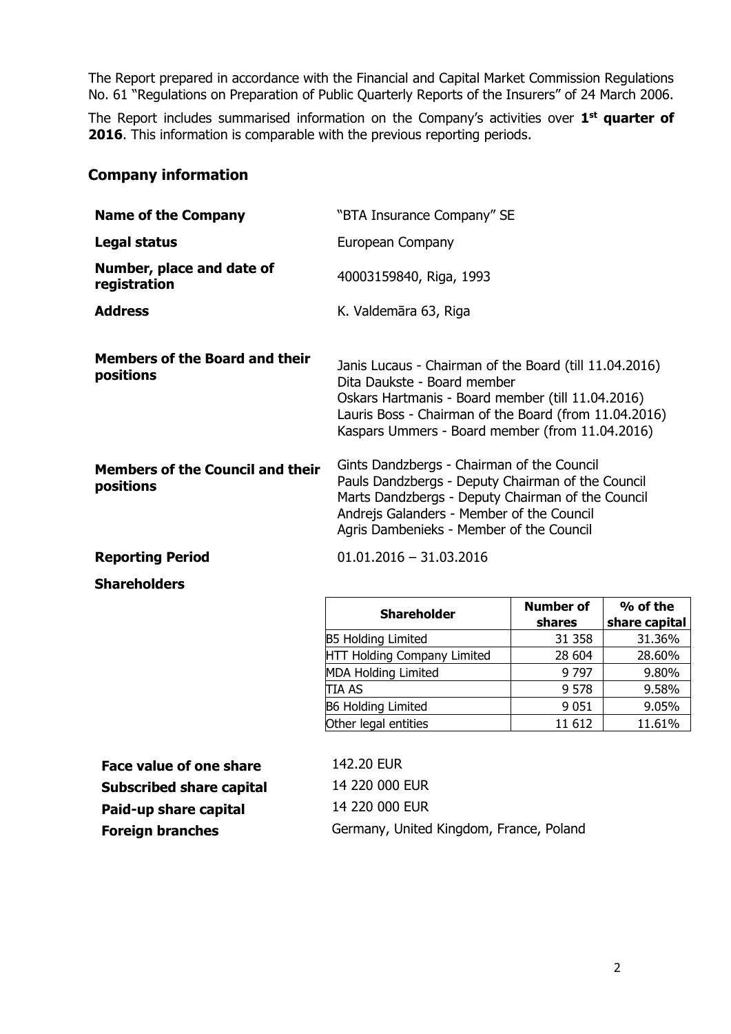The Report prepared in accordance with the Financial and Capital Market Commission Regulations No. 61 "Regulations on Preparation of Public Quarterly Reports of the Insurers" of 24 March 2006.

The Report includes summarised information on the Company's activities over **1st quarter of 2016**. This information is comparable with the previous reporting periods.

## Company information

| | |
|---|---|
| **Name of the Company** | "BTA Insurance Company" SE |
| **Legal status** | European Company |
| **Number, place and date of registration** | 40003159840, Riga, 1993 |
| **Address** | K. Valdemāra 63, Riga |
| **Members of the Board and their positions** | Janis Lucaus - Chairman of the Board (till 11.04.2016)<br>Dita Daukste - Board member<br>Oskars Hartmanis - Board member (till 11.04.2016)<br>Lauris Boss - Chairman of the Board (from 11.04.2016)<br>Kaspars Ummers - Board member (from 11.04.2016) |
| **Members of the Council and their positions** | Gints Dandzbergs - Chairman of the Council<br>Pauls Dandzbergs - Deputy Chairman of the Council<br>Marts Dandzbergs - Deputy Chairman of the Council<br>Andrejs Galanders - Member of the Council<br>Agris Dambenieks - Member of the Council |
| **Reporting Period** | 01.01.2016 – 31.03.2016 |

**Shareholders**

| Shareholder | Number of shares | % of the share capital |
|---|---|---|
| B5 Holding Limited | 31 358 | 31.36% |
| HTT Holding Company Limited | 28 604 | 28.60% |
| MDA Holding Limited | 9 797 | 9.80% |
| TIA AS | 9 578 | 9.58% |
| B6 Holding Limited | 9 051 | 9.05% |
| Other legal entities | 11 612 | 11.61% |

| | |
|---|---|
| **Face value of one share** | 142.20 EUR |
| **Subscribed share capital** | 14 220 000 EUR |
| **Paid-up share capital** | 14 220 000 EUR |
| **Foreign branches** | Germany, United Kingdom, France, Poland |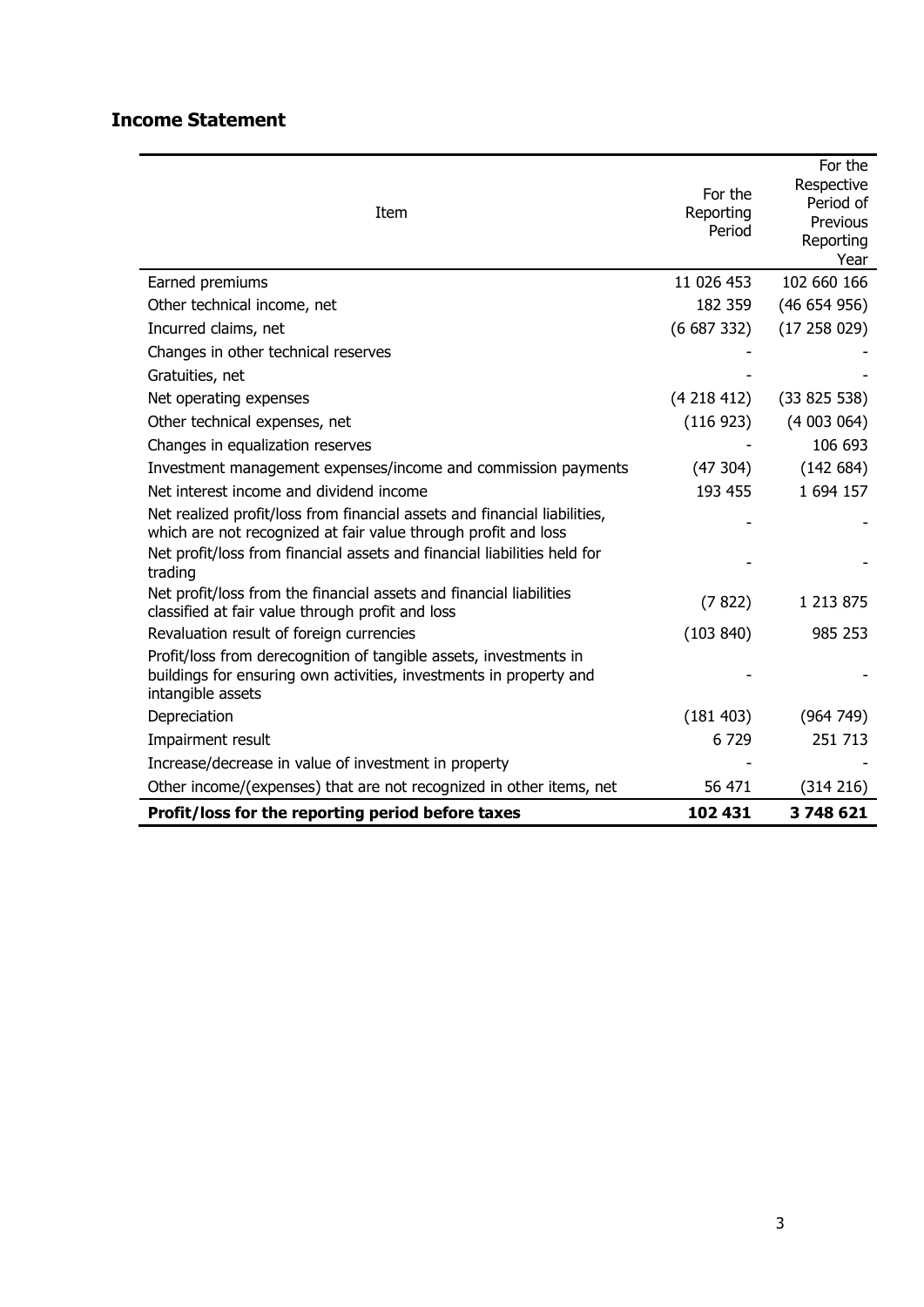## Income Statement

| Item | For the Reporting Period | For the Respective Period of Previous Reporting Year |
|---|---|---|
| Earned premiums | 11 026 453 | 102 660 166 |
| Other technical income, net | 182 359 | (46 654 956) |
| Incurred claims, net | (6 687 332) | (17 258 029) |
| Changes in other technical reserves | - | - |
| Gratuities, net | - | - |
| Net operating expenses | (4 218 412) | (33 825 538) |
| Other technical expenses, net | (116 923) | (4 003 064) |
| Changes in equalization reserves | - | 106 693 |
| Investment management expenses/income and commission payments | (47 304) | (142 684) |
| Net interest income and dividend income | 193 455 | 1 694 157 |
| Net realized profit/loss from financial assets and financial liabilities, which are not recognized at fair value through profit and loss | - | - |
| Net profit/loss from financial assets and financial liabilities held for trading | - | - |
| Net profit/loss from the financial assets and financial liabilities classified at fair value through profit and loss | (7 822) | 1 213 875 |
| Revaluation result of foreign currencies | (103 840) | 985 253 |
| Profit/loss from derecognition of tangible assets, investments in buildings for ensuring own activities, investments in property and intangible assets | - | - |
| Depreciation | (181 403) | (964 749) |
| Impairment result | 6 729 | 251 713 |
| Increase/decrease in value of investment in property | - | - |
| Other income/(expenses) that are not recognized in other items, net | 56 471 | (314 216) |
| **Profit/loss for the reporting period before taxes** | **102 431** | **3 748 621** |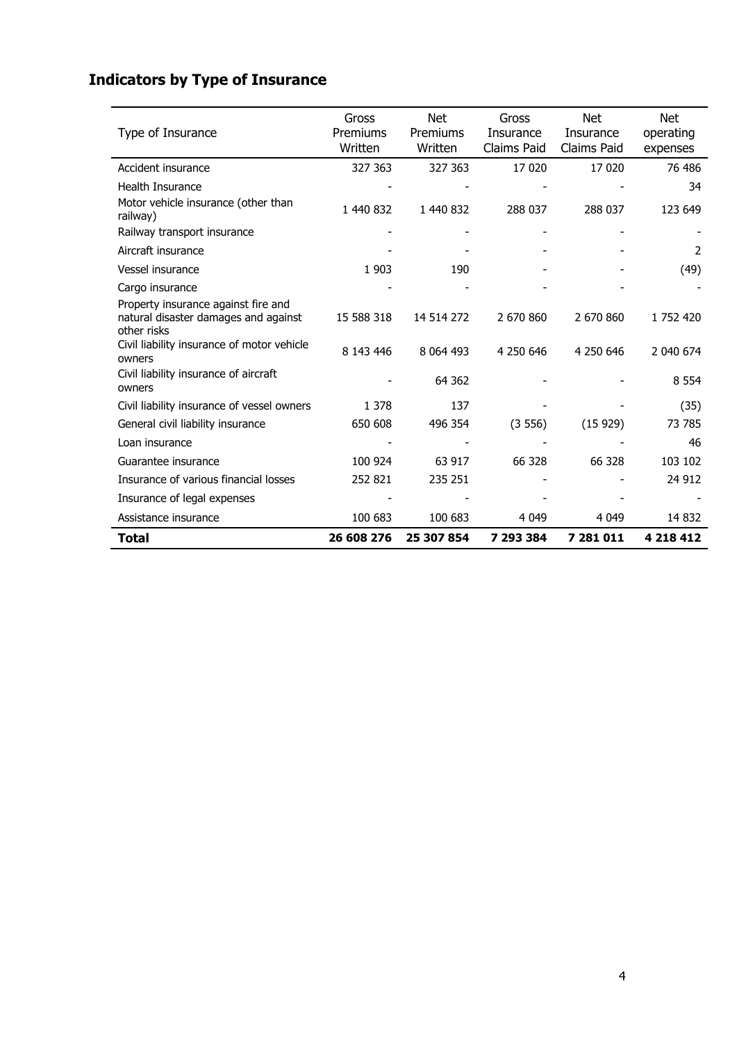## Indicators by Type of Insurance

| Type of Insurance | Gross Premiums Written | Net Premiums Written | Gross Insurance Claims Paid | Net Insurance Claims Paid | Net operating expenses |
|---|---|---|---|---|---|
| Accident insurance | 327 363 | 327 363 | 17 020 | 17 020 | 76 486 |
| Health Insurance | - | - | - | - | 34 |
| Motor vehicle insurance (other than railway) | 1 440 832 | 1 440 832 | 288 037 | 288 037 | 123 649 |
| Railway transport insurance | - | - | - | - | - |
| Aircraft insurance | - | - | - | - | 2 |
| Vessel insurance | 1 903 | 190 | - | - | (49) |
| Cargo insurance | - | - | - | - | - |
| Property insurance against fire and natural disaster damages and against other risks | 15 588 318 | 14 514 272 | 2 670 860 | 2 670 860 | 1 752 420 |
| Civil liability insurance of motor vehicle owners | 8 143 446 | 8 064 493 | 4 250 646 | 4 250 646 | 2 040 674 |
| Civil liability insurance of aircraft owners | - | 64 362 | - | - | 8 554 |
| Civil liability insurance of vessel owners | 1 378 | 137 | - | - | (35) |
| General civil liability insurance | 650 608 | 496 354 | (3 556) | (15 929) | 73 785 |
| Loan insurance | - | - | - | - | 46 |
| Guarantee insurance | 100 924 | 63 917 | 66 328 | 66 328 | 103 102 |
| Insurance of various financial losses | 252 821 | 235 251 | - | - | 24 912 |
| Insurance of legal expenses | - | - | - | - | - |
| Assistance insurance | 100 683 | 100 683 | 4 049 | 4 049 | 14 832 |
| **Total** | **26 608 276** | **25 307 854** | **7 293 384** | **7 281 011** | **4 218 412** |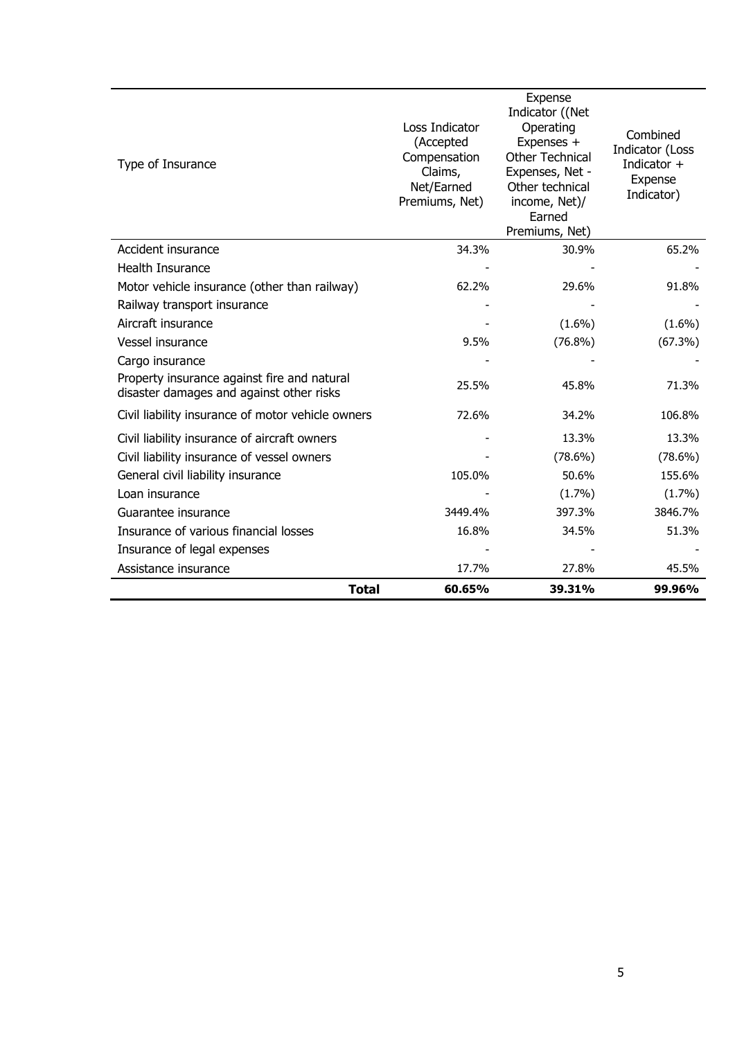| Type of Insurance | Loss Indicator (Accepted Compensation Claims, Net/Earned Premiums, Net) | Expense Indicator ((Net Operating Expenses + Other Technical Expenses, Net - Other technical income, Net)/ Earned Premiums, Net) | Combined Indicator (Loss Indicator + Expense Indicator) |
|---|---|---|---|
| Accident insurance | 34.3% | 30.9% | 65.2% |
| Health Insurance | - | - | - |
| Motor vehicle insurance (other than railway) | 62.2% | 29.6% | 91.8% |
| Railway transport insurance | - | - | - |
| Aircraft insurance | - | (1.6%) | (1.6%) |
| Vessel insurance | 9.5% | (76.8%) | (67.3%) |
| Cargo insurance | - | - | - |
| Property insurance against fire and natural disaster damages and against other risks | 25.5% | 45.8% | 71.3% |
| Civil liability insurance of motor vehicle owners | 72.6% | 34.2% | 106.8% |
| Civil liability insurance of aircraft owners | - | 13.3% | 13.3% |
| Civil liability insurance of vessel owners | - | (78.6%) | (78.6%) |
| General civil liability insurance | 105.0% | 50.6% | 155.6% |
| Loan insurance | - | (1.7%) | (1.7%) |
| Guarantee insurance | 3449.4% | 397.3% | 3846.7% |
| Insurance of various financial losses | 16.8% | 34.5% | 51.3% |
| Insurance of legal expenses | - | - | - |
| Assistance insurance | 17.7% | 27.8% | 45.5% |
| **Total** | **60.65%** | **39.31%** | **99.96%** |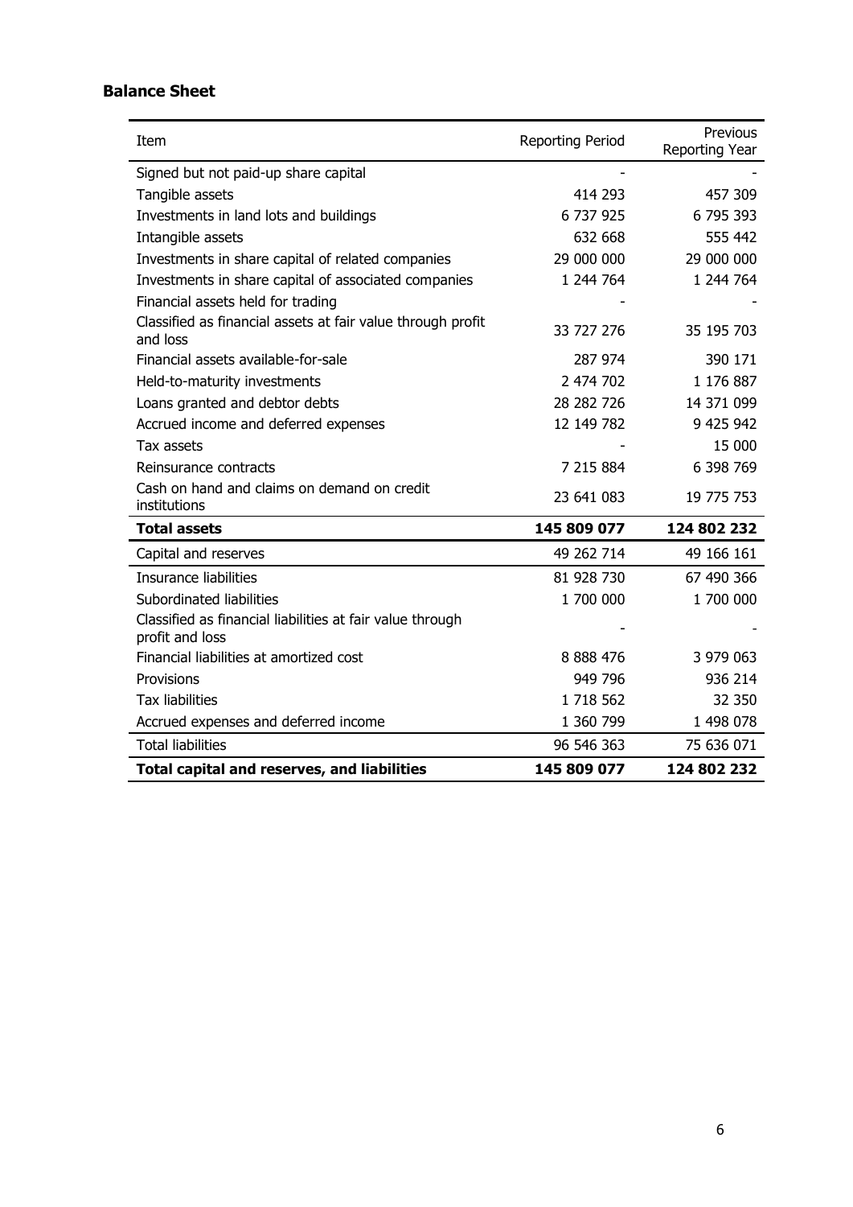## Balance Sheet

| Item | Reporting Period | Previous Reporting Year |
| --- | --- | --- |
| Signed but not paid-up share capital | - | - |
| Tangible assets | 414 293 | 457 309 |
| Investments in land lots and buildings | 6 737 925 | 6 795 393 |
| Intangible assets | 632 668 | 555 442 |
| Investments in share capital of related companies | 29 000 000 | 29 000 000 |
| Investments in share capital of associated companies | 1 244 764 | 1 244 764 |
| Financial assets held for trading | - | - |
| Classified as financial assets at fair value through profit and loss | 33 727 276 | 35 195 703 |
| Financial assets available-for-sale | 287 974 | 390 171 |
| Held-to-maturity investments | 2 474 702 | 1 176 887 |
| Loans granted and debtor debts | 28 282 726 | 14 371 099 |
| Accrued income and deferred expenses | 12 149 782 | 9 425 942 |
| Tax assets | - | 15 000 |
| Reinsurance contracts | 7 215 884 | 6 398 769 |
| Cash on hand and claims on demand on credit institutions | 23 641 083 | 19 775 753 |
| **Total assets** | **145 809 077** | **124 802 232** |
| Capital and reserves | 49 262 714 | 49 166 161 |
| Insurance liabilities | 81 928 730 | 67 490 366 |
| Subordinated liabilities | 1 700 000 | 1 700 000 |
| Classified as financial liabilities at fair value through profit and loss | - | - |
| Financial liabilities at amortized cost | 8 888 476 | 3 979 063 |
| Provisions | 949 796 | 936 214 |
| Tax liabilities | 1 718 562 | 32 350 |
| Accrued expenses and deferred income | 1 360 799 | 1 498 078 |
| Total liabilities | 96 546 363 | 75 636 071 |
| **Total capital and reserves, and liabilities** | **145 809 077** | **124 802 232** |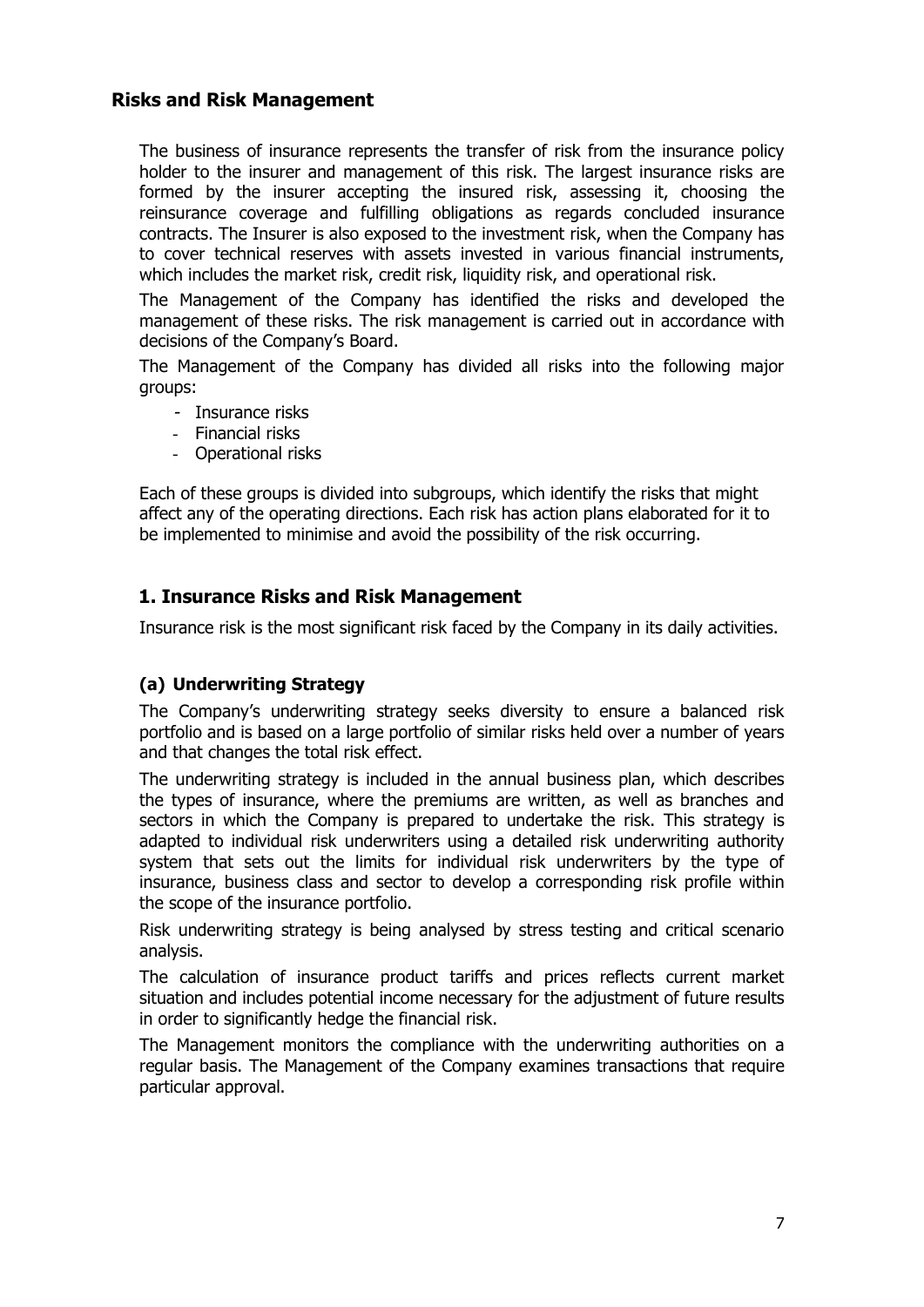## Risks and Risk Management

The business of insurance represents the transfer of risk from the insurance policy holder to the insurer and management of this risk. The largest insurance risks are formed by the insurer accepting the insured risk, assessing it, choosing the reinsurance coverage and fulfilling obligations as regards concluded insurance contracts. The Insurer is also exposed to the investment risk, when the Company has to cover technical reserves with assets invested in various financial instruments, which includes the market risk, credit risk, liquidity risk, and operational risk.

The Management of the Company has identified the risks and developed the management of these risks. The risk management is carried out in accordance with decisions of the Company's Board.

The Management of the Company has divided all risks into the following major groups:

- Insurance risks
- Financial risks
- Operational risks

Each of these groups is divided into subgroups, which identify the risks that might affect any of the operating directions. Each risk has action plans elaborated for it to be implemented to minimise and avoid the possibility of the risk occurring.

## 1. Insurance Risks and Risk Management

Insurance risk is the most significant risk faced by the Company in its daily activities.

### (a) Underwriting Strategy

The Company's underwriting strategy seeks diversity to ensure a balanced risk portfolio and is based on a large portfolio of similar risks held over a number of years and that changes the total risk effect.

The underwriting strategy is included in the annual business plan, which describes the types of insurance, where the premiums are written, as well as branches and sectors in which the Company is prepared to undertake the risk. This strategy is adapted to individual risk underwriters using a detailed risk underwriting authority system that sets out the limits for individual risk underwriters by the type of insurance, business class and sector to develop a corresponding risk profile within the scope of the insurance portfolio.

Risk underwriting strategy is being analysed by stress testing and critical scenario analysis.

The calculation of insurance product tariffs and prices reflects current market situation and includes potential income necessary for the adjustment of future results in order to significantly hedge the financial risk.

The Management monitors the compliance with the underwriting authorities on a regular basis. The Management of the Company examines transactions that require particular approval.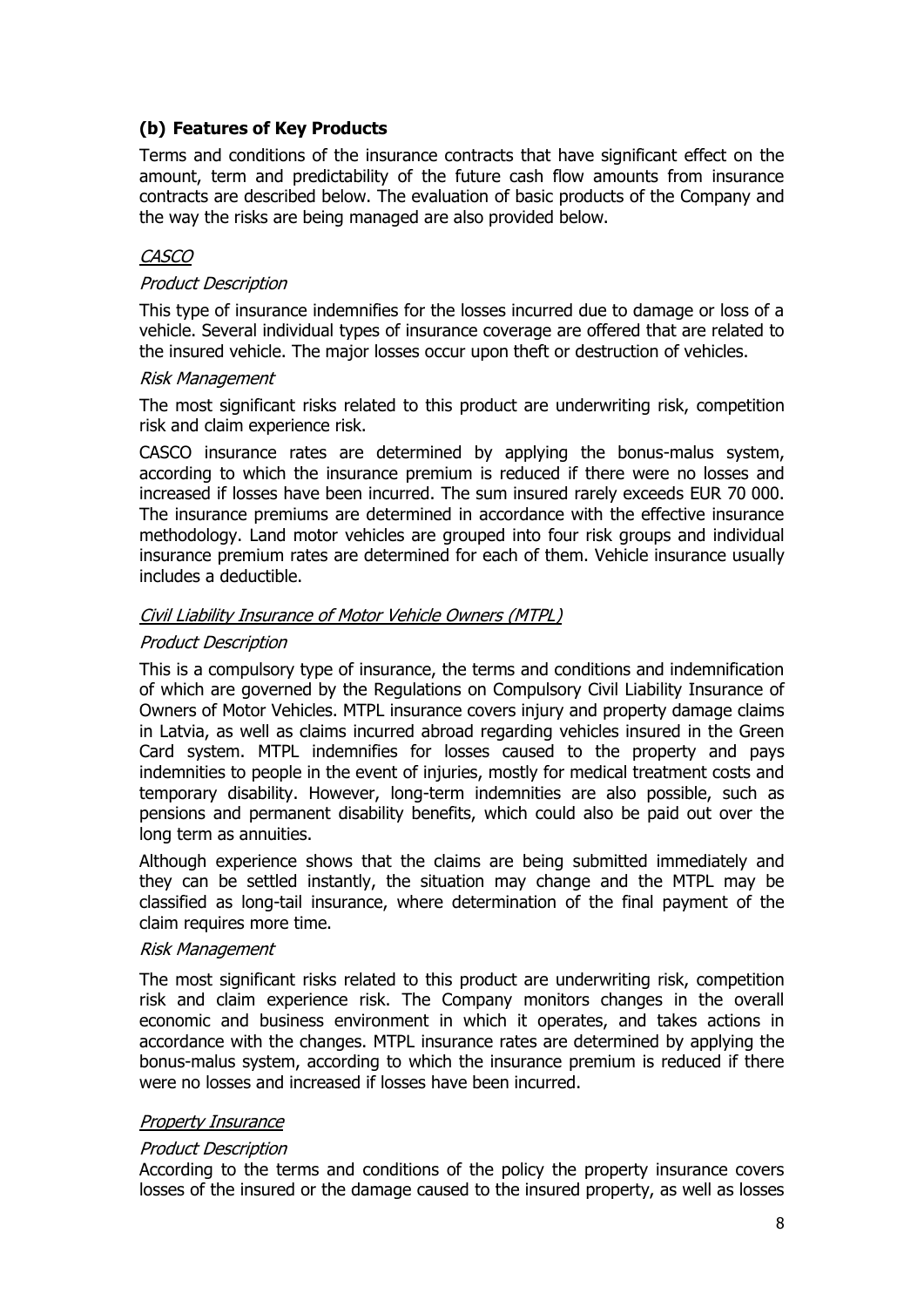### (b) Features of Key Products

Terms and conditions of the insurance contracts that have significant effect on the amount, term and predictability of the future cash flow amounts from insurance contracts are described below. The evaluation of basic products of the Company and the way the risks are being managed are also provided below.

*CASCO*

*Product Description*

This type of insurance indemnifies for the losses incurred due to damage or loss of a vehicle. Several individual types of insurance coverage are offered that are related to the insured vehicle. The major losses occur upon theft or destruction of vehicles.

*Risk Management*

The most significant risks related to this product are underwriting risk, competition risk and claim experience risk.

CASCO insurance rates are determined by applying the bonus-malus system, according to which the insurance premium is reduced if there were no losses and increased if losses have been incurred. The sum insured rarely exceeds EUR 70 000. The insurance premiums are determined in accordance with the effective insurance methodology. Land motor vehicles are grouped into four risk groups and individual insurance premium rates are determined for each of them. Vehicle insurance usually includes a deductible.

*Civil Liability Insurance of Motor Vehicle Owners (MTPL)*

*Product Description*

This is a compulsory type of insurance, the terms and conditions and indemnification of which are governed by the Regulations on Compulsory Civil Liability Insurance of Owners of Motor Vehicles. MTPL insurance covers injury and property damage claims in Latvia, as well as claims incurred abroad regarding vehicles insured in the Green Card system. MTPL indemnifies for losses caused to the property and pays indemnities to people in the event of injuries, mostly for medical treatment costs and temporary disability. However, long-term indemnities are also possible, such as pensions and permanent disability benefits, which could also be paid out over the long term as annuities.

Although experience shows that the claims are being submitted immediately and they can be settled instantly, the situation may change and the MTPL may be classified as long-tail insurance, where determination of the final payment of the claim requires more time.

*Risk Management*

The most significant risks related to this product are underwriting risk, competition risk and claim experience risk. The Company monitors changes in the overall economic and business environment in which it operates, and takes actions in accordance with the changes. MTPL insurance rates are determined by applying the bonus-malus system, according to which the insurance premium is reduced if there were no losses and increased if losses have been incurred.

*Property Insurance*

*Product Description*

According to the terms and conditions of the policy the property insurance covers losses of the insured or the damage caused to the insured property, as well as losses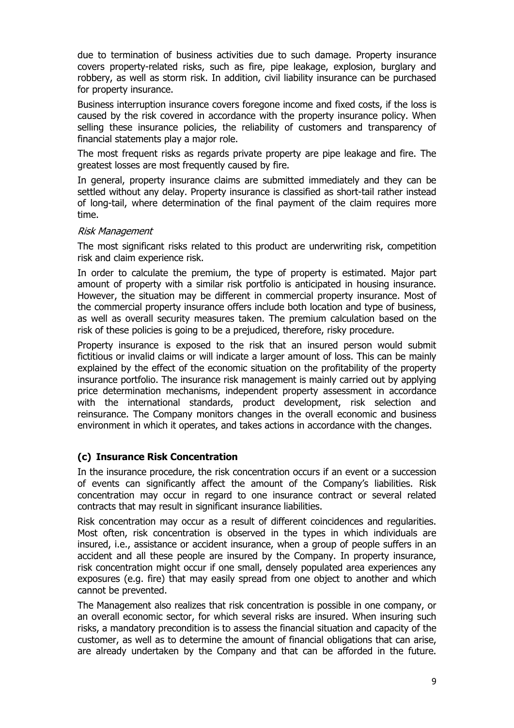due to termination of business activities due to such damage. Property insurance covers property-related risks, such as fire, pipe leakage, explosion, burglary and robbery, as well as storm risk. In addition, civil liability insurance can be purchased for property insurance.

Business interruption insurance covers foregone income and fixed costs, if the loss is caused by the risk covered in accordance with the property insurance policy. When selling these insurance policies, the reliability of customers and transparency of financial statements play a major role.

The most frequent risks as regards private property are pipe leakage and fire. The greatest losses are most frequently caused by fire.

In general, property insurance claims are submitted immediately and they can be settled without any delay. Property insurance is classified as short-tail rather instead of long-tail, where determination of the final payment of the claim requires more time.

*Risk Management*

The most significant risks related to this product are underwriting risk, competition risk and claim experience risk.

In order to calculate the premium, the type of property is estimated. Major part amount of property with a similar risk portfolio is anticipated in housing insurance. However, the situation may be different in commercial property insurance. Most of the commercial property insurance offers include both location and type of business, as well as overall security measures taken. The premium calculation based on the risk of these policies is going to be a prejudiced, therefore, risky procedure.

Property insurance is exposed to the risk that an insured person would submit fictitious or invalid claims or will indicate a larger amount of loss. This can be mainly explained by the effect of the economic situation on the profitability of the property insurance portfolio. The insurance risk management is mainly carried out by applying price determination mechanisms, independent property assessment in accordance with the international standards, product development, risk selection and reinsurance. The Company monitors changes in the overall economic and business environment in which it operates, and takes actions in accordance with the changes.

### (c) Insurance Risk Concentration

In the insurance procedure, the risk concentration occurs if an event or a succession of events can significantly affect the amount of the Company's liabilities. Risk concentration may occur in regard to one insurance contract or several related contracts that may result in significant insurance liabilities.

Risk concentration may occur as a result of different coincidences and regularities. Most often, risk concentration is observed in the types in which individuals are insured, i.e., assistance or accident insurance, when a group of people suffers in an accident and all these people are insured by the Company. In property insurance, risk concentration might occur if one small, densely populated area experiences any exposures (e.g. fire) that may easily spread from one object to another and which cannot be prevented.

The Management also realizes that risk concentration is possible in one company, or an overall economic sector, for which several risks are insured. When insuring such risks, a mandatory precondition is to assess the financial situation and capacity of the customer, as well as to determine the amount of financial obligations that can arise, are already undertaken by the Company and that can be afforded in the future.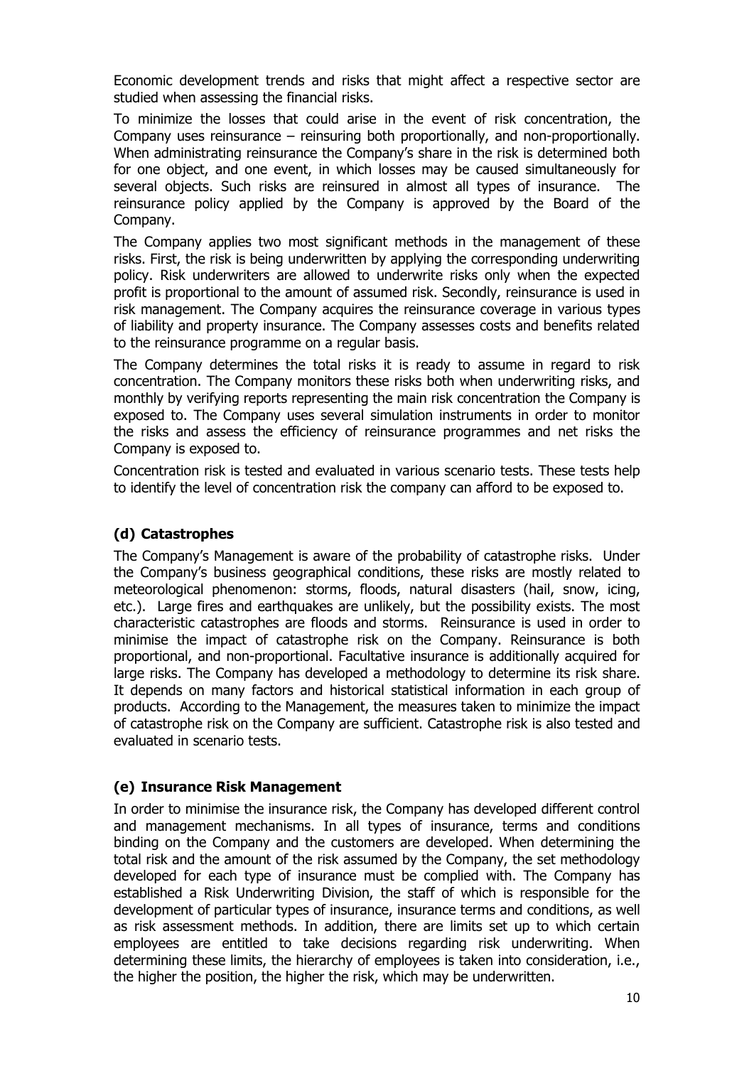Economic development trends and risks that might affect a respective sector are studied when assessing the financial risks.

To minimize the losses that could arise in the event of risk concentration, the Company uses reinsurance – reinsuring both proportionally, and non-proportionally. When administrating reinsurance the Company's share in the risk is determined both for one object, and one event, in which losses may be caused simultaneously for several objects. Such risks are reinsured in almost all types of insurance. The reinsurance policy applied by the Company is approved by the Board of the Company.

The Company applies two most significant methods in the management of these risks. First, the risk is being underwritten by applying the corresponding underwriting policy. Risk underwriters are allowed to underwrite risks only when the expected profit is proportional to the amount of assumed risk. Secondly, reinsurance is used in risk management. The Company acquires the reinsurance coverage in various types of liability and property insurance. The Company assesses costs and benefits related to the reinsurance programme on a regular basis.

The Company determines the total risks it is ready to assume in regard to risk concentration. The Company monitors these risks both when underwriting risks, and monthly by verifying reports representing the main risk concentration the Company is exposed to. The Company uses several simulation instruments in order to monitor the risks and assess the efficiency of reinsurance programmes and net risks the Company is exposed to.

Concentration risk is tested and evaluated in various scenario tests. These tests help to identify the level of concentration risk the company can afford to be exposed to.

### (d) Catastrophes

The Company's Management is aware of the probability of catastrophe risks. Under the Company's business geographical conditions, these risks are mostly related to meteorological phenomenon: storms, floods, natural disasters (hail, snow, icing, etc.). Large fires and earthquakes are unlikely, but the possibility exists. The most characteristic catastrophes are floods and storms. Reinsurance is used in order to minimise the impact of catastrophe risk on the Company. Reinsurance is both proportional, and non-proportional. Facultative insurance is additionally acquired for large risks. The Company has developed a methodology to determine its risk share. It depends on many factors and historical statistical information in each group of products. According to the Management, the measures taken to minimize the impact of catastrophe risk on the Company are sufficient. Catastrophe risk is also tested and evaluated in scenario tests.

### (e) Insurance Risk Management

In order to minimise the insurance risk, the Company has developed different control and management mechanisms. In all types of insurance, terms and conditions binding on the Company and the customers are developed. When determining the total risk and the amount of the risk assumed by the Company, the set methodology developed for each type of insurance must be complied with. The Company has established a Risk Underwriting Division, the staff of which is responsible for the development of particular types of insurance, insurance terms and conditions, as well as risk assessment methods. In addition, there are limits set up to which certain employees are entitled to take decisions regarding risk underwriting. When determining these limits, the hierarchy of employees is taken into consideration, i.e., the higher the position, the higher the risk, which may be underwritten.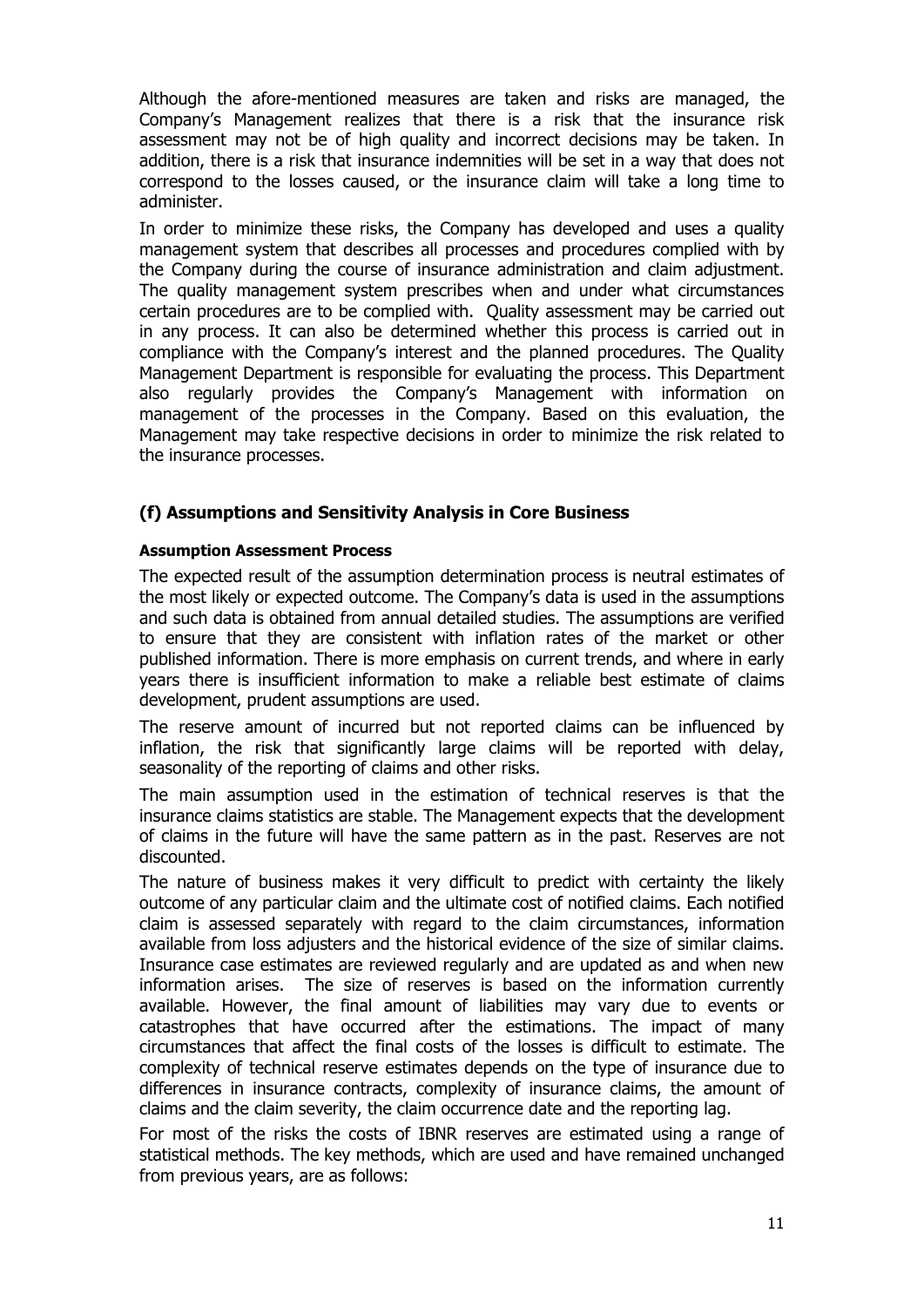Although the afore-mentioned measures are taken and risks are managed, the Company's Management realizes that there is a risk that the insurance risk assessment may not be of high quality and incorrect decisions may be taken. In addition, there is a risk that insurance indemnities will be set in a way that does not correspond to the losses caused, or the insurance claim will take a long time to administer.

In order to minimize these risks, the Company has developed and uses a quality management system that describes all processes and procedures complied with by the Company during the course of insurance administration and claim adjustment. The quality management system prescribes when and under what circumstances certain procedures are to be complied with. Quality assessment may be carried out in any process. It can also be determined whether this process is carried out in compliance with the Company's interest and the planned procedures. The Quality Management Department is responsible for evaluating the process. This Department also regularly provides the Company's Management with information on management of the processes in the Company. Based on this evaluation, the Management may take respective decisions in order to minimize the risk related to the insurance processes.

## (f) Assumptions and Sensitivity Analysis in Core Business

#### Assumption Assessment Process

The expected result of the assumption determination process is neutral estimates of the most likely or expected outcome. The Company's data is used in the assumptions and such data is obtained from annual detailed studies. The assumptions are verified to ensure that they are consistent with inflation rates of the market or other published information. There is more emphasis on current trends, and where in early years there is insufficient information to make a reliable best estimate of claims development, prudent assumptions are used.

The reserve amount of incurred but not reported claims can be influenced by inflation, the risk that significantly large claims will be reported with delay, seasonality of the reporting of claims and other risks.

The main assumption used in the estimation of technical reserves is that the insurance claims statistics are stable. The Management expects that the development of claims in the future will have the same pattern as in the past. Reserves are not discounted.

The nature of business makes it very difficult to predict with certainty the likely outcome of any particular claim and the ultimate cost of notified claims. Each notified claim is assessed separately with regard to the claim circumstances, information available from loss adjusters and the historical evidence of the size of similar claims. Insurance case estimates are reviewed regularly and are updated as and when new information arises. The size of reserves is based on the information currently available. However, the final amount of liabilities may vary due to events or catastrophes that have occurred after the estimations. The impact of many circumstances that affect the final costs of the losses is difficult to estimate. The complexity of technical reserve estimates depends on the type of insurance due to differences in insurance contracts, complexity of insurance claims, the amount of claims and the claim severity, the claim occurrence date and the reporting lag.

For most of the risks the costs of IBNR reserves are estimated using a range of statistical methods. The key methods, which are used and have remained unchanged from previous years, are as follows: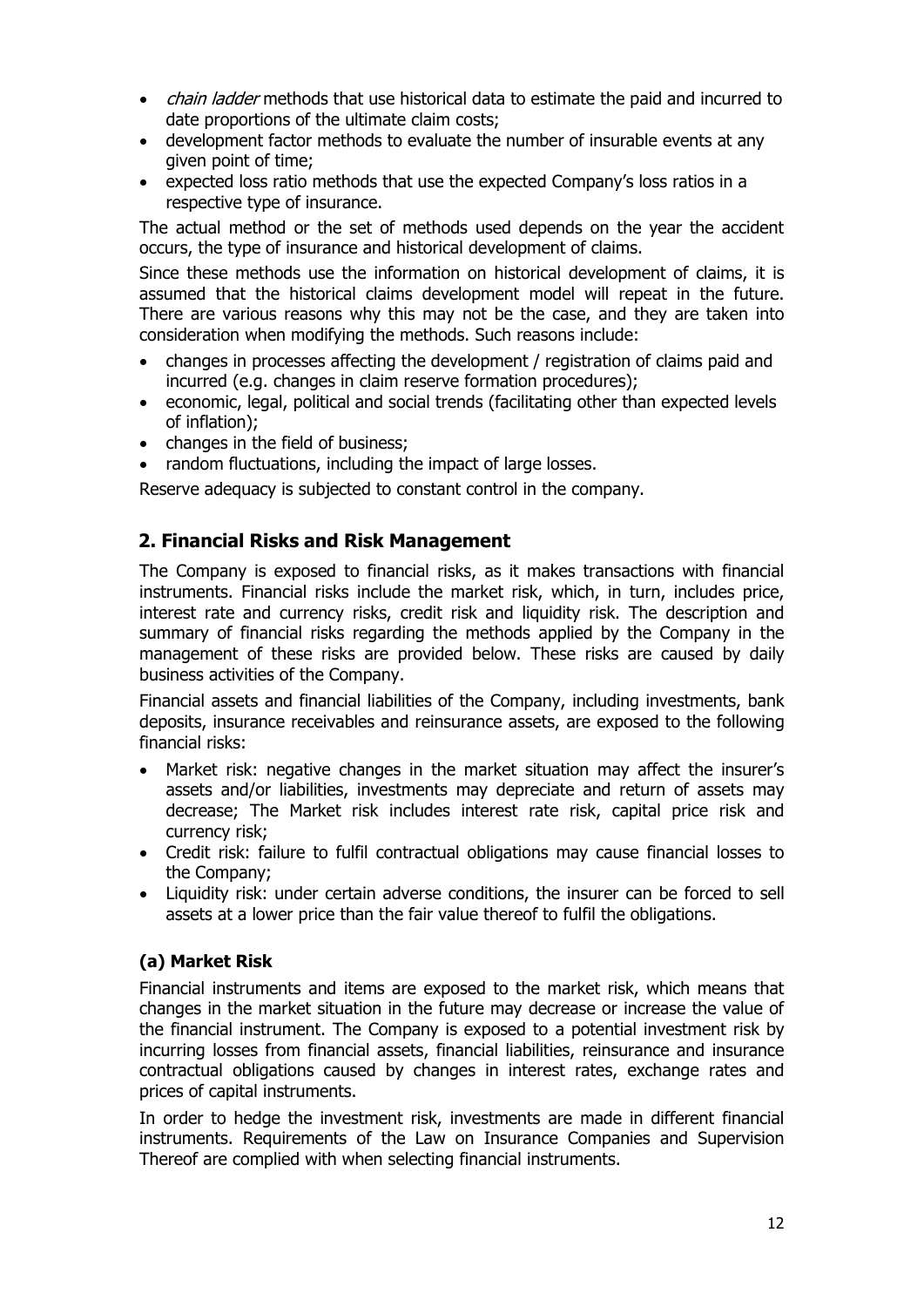- *chain ladder* methods that use historical data to estimate the paid and incurred to date proportions of the ultimate claim costs;
- development factor methods to evaluate the number of insurable events at any given point of time;
- expected loss ratio methods that use the expected Company's loss ratios in a respective type of insurance.

The actual method or the set of methods used depends on the year the accident occurs, the type of insurance and historical development of claims.

Since these methods use the information on historical development of claims, it is assumed that the historical claims development model will repeat in the future. There are various reasons why this may not be the case, and they are taken into consideration when modifying the methods. Such reasons include:

- changes in processes affecting the development / registration of claims paid and incurred (e.g. changes in claim reserve formation procedures);
- economic, legal, political and social trends (facilitating other than expected levels of inflation);
- changes in the field of business;
- random fluctuations, including the impact of large losses.

Reserve adequacy is subjected to constant control in the company.

## 2. Financial Risks and Risk Management

The Company is exposed to financial risks, as it makes transactions with financial instruments. Financial risks include the market risk, which, in turn, includes price, interest rate and currency risks, credit risk and liquidity risk. The description and summary of financial risks regarding the methods applied by the Company in the management of these risks are provided below. These risks are caused by daily business activities of the Company.

Financial assets and financial liabilities of the Company, including investments, bank deposits, insurance receivables and reinsurance assets, are exposed to the following financial risks:

- Market risk: negative changes in the market situation may affect the insurer's assets and/or liabilities, investments may depreciate and return of assets may decrease; The Market risk includes interest rate risk, capital price risk and currency risk;
- Credit risk: failure to fulfil contractual obligations may cause financial losses to the Company;
- Liquidity risk: under certain adverse conditions, the insurer can be forced to sell assets at a lower price than the fair value thereof to fulfil the obligations.

### (a) Market Risk

Financial instruments and items are exposed to the market risk, which means that changes in the market situation in the future may decrease or increase the value of the financial instrument. The Company is exposed to a potential investment risk by incurring losses from financial assets, financial liabilities, reinsurance and insurance contractual obligations caused by changes in interest rates, exchange rates and prices of capital instruments.

In order to hedge the investment risk, investments are made in different financial instruments. Requirements of the Law on Insurance Companies and Supervision Thereof are complied with when selecting financial instruments.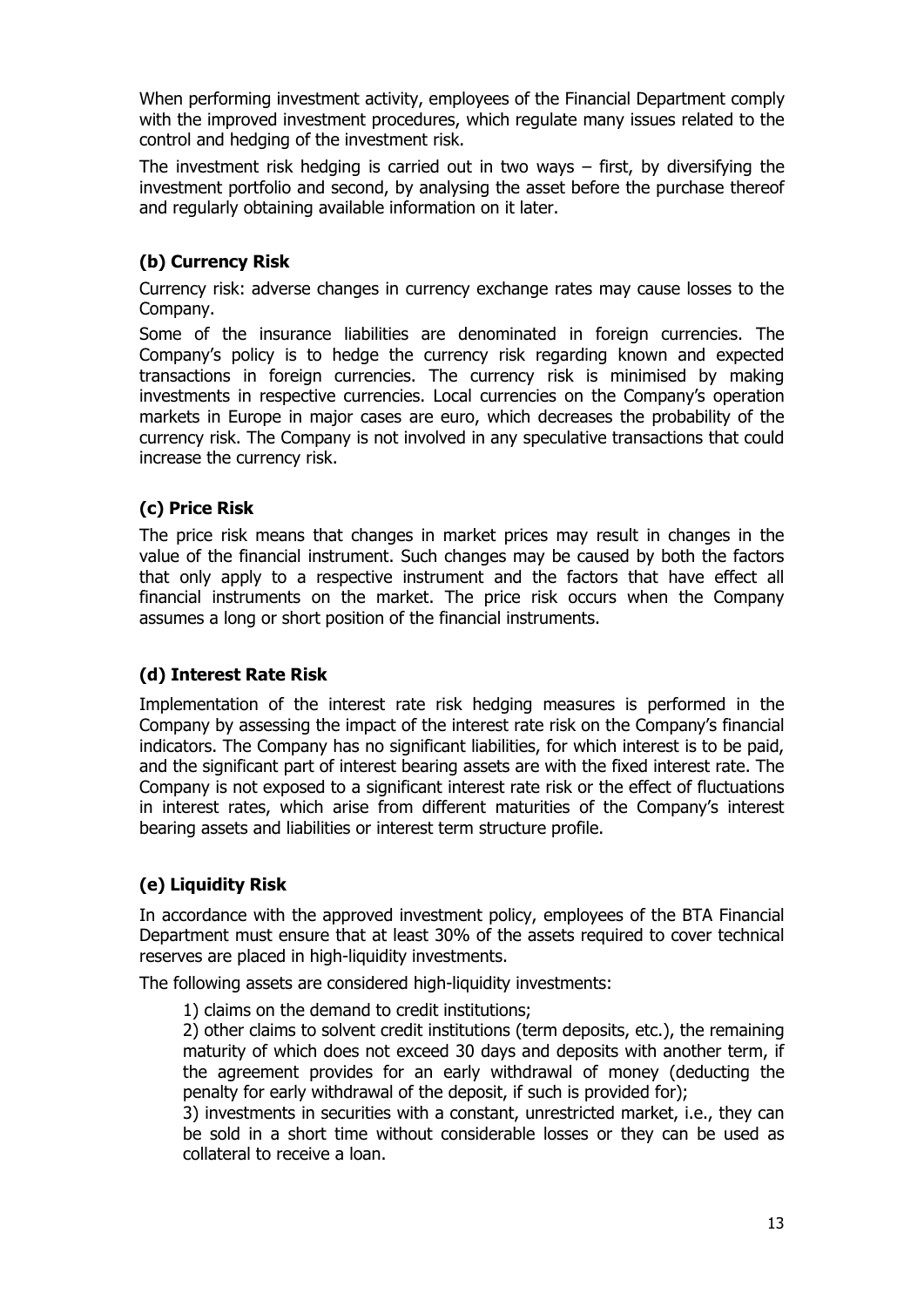When performing investment activity, employees of the Financial Department comply with the improved investment procedures, which regulate many issues related to the control and hedging of the investment risk.

The investment risk hedging is carried out in two ways – first, by diversifying the investment portfolio and second, by analysing the asset before the purchase thereof and regularly obtaining available information on it later.

### (b) Currency Risk

Currency risk: adverse changes in currency exchange rates may cause losses to the Company.

Some of the insurance liabilities are denominated in foreign currencies. The Company's policy is to hedge the currency risk regarding known and expected transactions in foreign currencies. The currency risk is minimised by making investments in respective currencies. Local currencies on the Company's operation markets in Europe in major cases are euro, which decreases the probability of the currency risk. The Company is not involved in any speculative transactions that could increase the currency risk.

### (c) Price Risk

The price risk means that changes in market prices may result in changes in the value of the financial instrument. Such changes may be caused by both the factors that only apply to a respective instrument and the factors that have effect all financial instruments on the market. The price risk occurs when the Company assumes a long or short position of the financial instruments.

### (d) Interest Rate Risk

Implementation of the interest rate risk hedging measures is performed in the Company by assessing the impact of the interest rate risk on the Company's financial indicators. The Company has no significant liabilities, for which interest is to be paid, and the significant part of interest bearing assets are with the fixed interest rate. The Company is not exposed to a significant interest rate risk or the effect of fluctuations in interest rates, which arise from different maturities of the Company's interest bearing assets and liabilities or interest term structure profile.

### (e) Liquidity Risk

In accordance with the approved investment policy, employees of the BTA Financial Department must ensure that at least 30% of the assets required to cover technical reserves are placed in high-liquidity investments.

The following assets are considered high-liquidity investments:

1) claims on the demand to credit institutions;

2) other claims to solvent credit institutions (term deposits, etc.), the remaining maturity of which does not exceed 30 days and deposits with another term, if the agreement provides for an early withdrawal of money (deducting the penalty for early withdrawal of the deposit, if such is provided for);

3) investments in securities with a constant, unrestricted market, i.e., they can be sold in a short time without considerable losses or they can be used as collateral to receive a loan.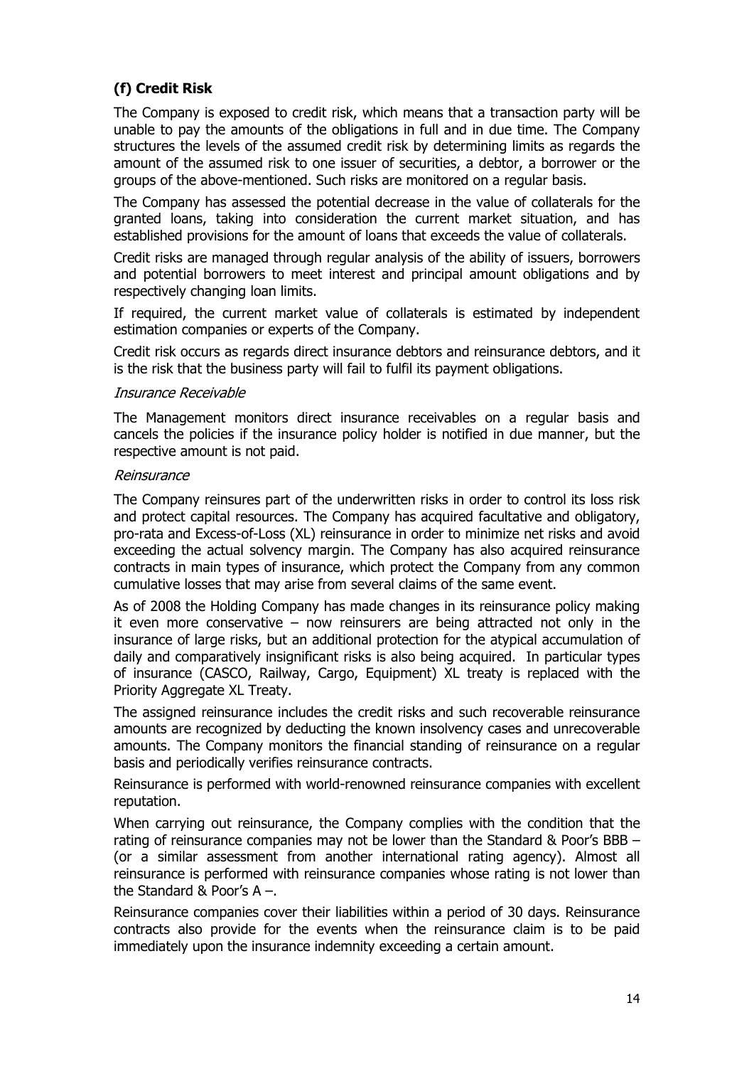### (f) Credit Risk

The Company is exposed to credit risk, which means that a transaction party will be unable to pay the amounts of the obligations in full and in due time. The Company structures the levels of the assumed credit risk by determining limits as regards the amount of the assumed risk to one issuer of securities, a debtor, a borrower or the groups of the above-mentioned. Such risks are monitored on a regular basis.

The Company has assessed the potential decrease in the value of collaterals for the granted loans, taking into consideration the current market situation, and has established provisions for the amount of loans that exceeds the value of collaterals.

Credit risks are managed through regular analysis of the ability of issuers, borrowers and potential borrowers to meet interest and principal amount obligations and by respectively changing loan limits.

If required, the current market value of collaterals is estimated by independent estimation companies or experts of the Company.

Credit risk occurs as regards direct insurance debtors and reinsurance debtors, and it is the risk that the business party will fail to fulfil its payment obligations.

*Insurance Receivable*

The Management monitors direct insurance receivables on a regular basis and cancels the policies if the insurance policy holder is notified in due manner, but the respective amount is not paid.

*Reinsurance*

The Company reinsures part of the underwritten risks in order to control its loss risk and protect capital resources. The Company has acquired facultative and obligatory, pro-rata and Excess-of-Loss (XL) reinsurance in order to minimize net risks and avoid exceeding the actual solvency margin. The Company has also acquired reinsurance contracts in main types of insurance, which protect the Company from any common cumulative losses that may arise from several claims of the same event.

As of 2008 the Holding Company has made changes in its reinsurance policy making it even more conservative – now reinsurers are being attracted not only in the insurance of large risks, but an additional protection for the atypical accumulation of daily and comparatively insignificant risks is also being acquired. In particular types of insurance (CASCO, Railway, Cargo, Equipment) XL treaty is replaced with the Priority Aggregate XL Treaty.

The assigned reinsurance includes the credit risks and such recoverable reinsurance amounts are recognized by deducting the known insolvency cases and unrecoverable amounts. The Company monitors the financial standing of reinsurance on a regular basis and periodically verifies reinsurance contracts.

Reinsurance is performed with world-renowned reinsurance companies with excellent reputation.

When carrying out reinsurance, the Company complies with the condition that the rating of reinsurance companies may not be lower than the Standard & Poor's BBB – (or a similar assessment from another international rating agency). Almost all reinsurance is performed with reinsurance companies whose rating is not lower than the Standard & Poor's A –.

Reinsurance companies cover their liabilities within a period of 30 days. Reinsurance contracts also provide for the events when the reinsurance claim is to be paid immediately upon the insurance indemnity exceeding a certain amount.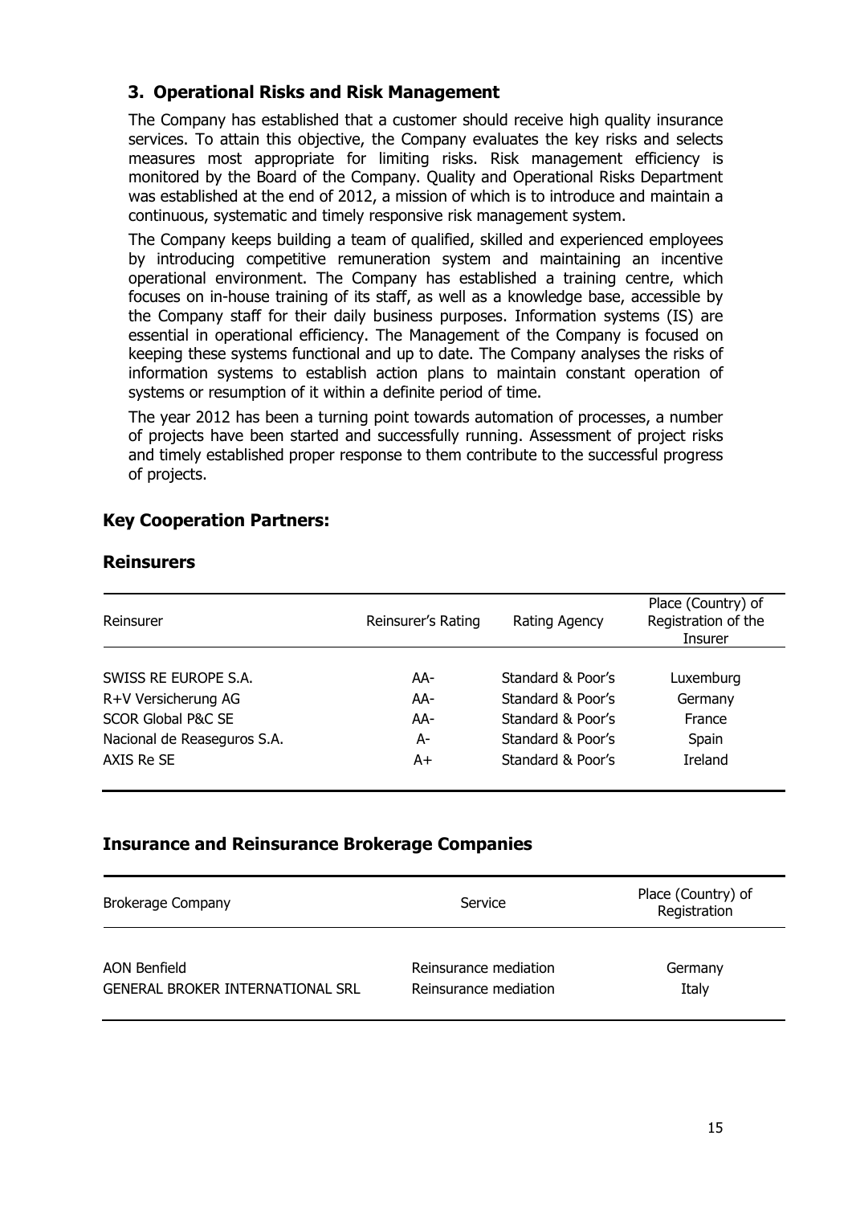## 3. Operational Risks and Risk Management

The Company has established that a customer should receive high quality insurance services. To attain this objective, the Company evaluates the key risks and selects measures most appropriate for limiting risks. Risk management efficiency is monitored by the Board of the Company. Quality and Operational Risks Department was established at the end of 2012, a mission of which is to introduce and maintain a continuous, systematic and timely responsive risk management system.

The Company keeps building a team of qualified, skilled and experienced employees by introducing competitive remuneration system and maintaining an incentive operational environment. The Company has established a training centre, which focuses on in-house training of its staff, as well as a knowledge base, accessible by the Company staff for their daily business purposes. Information systems (IS) are essential in operational efficiency. The Management of the Company is focused on keeping these systems functional and up to date. The Company analyses the risks of information systems to establish action plans to maintain constant operation of systems or resumption of it within a definite period of time.

The year 2012 has been a turning point towards automation of processes, a number of projects have been started and successfully running. Assessment of project risks and timely established proper response to them contribute to the successful progress of projects.

## Key Cooperation Partners:

### Reinsurers

| Reinsurer | Reinsurer's Rating | Rating Agency | Place (Country) of Registration of the Insurer |
|---|---|---|---|
| SWISS RE EUROPE S.A. | AA- | Standard & Poor's | Luxemburg |
| R+V Versicherung AG | AA- | Standard & Poor's | Germany |
| SCOR Global P&C SE | AA- | Standard & Poor's | France |
| Nacional de Reaseguros S.A. | A- | Standard & Poor's | Spain |
| AXIS Re SE | A+ | Standard & Poor's | Ireland |

### Insurance and Reinsurance Brokerage Companies

| Brokerage Company | Service | Place (Country) of Registration |
|---|---|---|
| AON Benfield | Reinsurance mediation | Germany |
| GENERAL BROKER INTERNATIONAL SRL | Reinsurance mediation | Italy |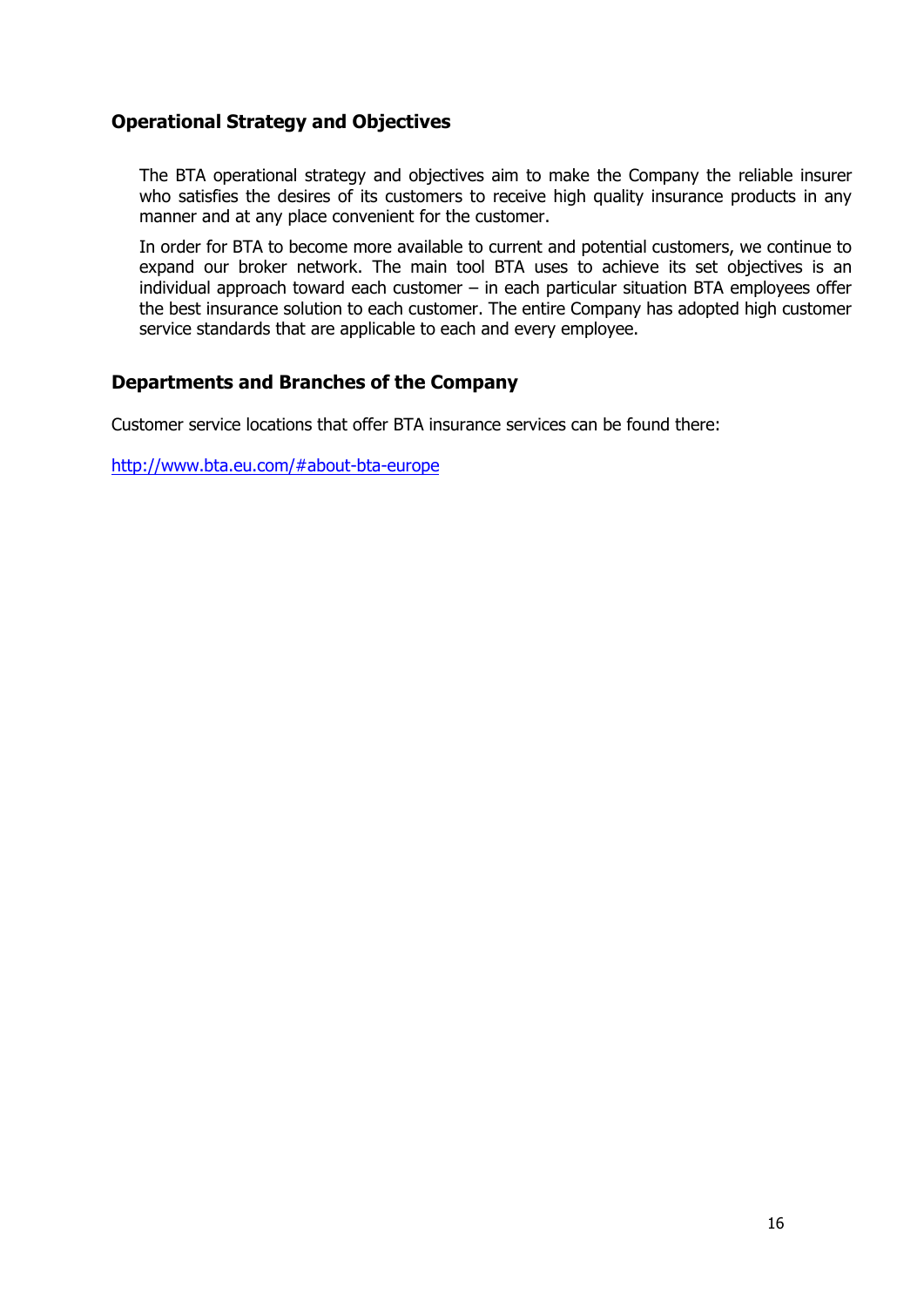## Operational Strategy and Objectives

The BTA operational strategy and objectives aim to make the Company the reliable insurer who satisfies the desires of its customers to receive high quality insurance products in any manner and at any place convenient for the customer.

In order for BTA to become more available to current and potential customers, we continue to expand our broker network. The main tool BTA uses to achieve its set objectives is an individual approach toward each customer – in each particular situation BTA employees offer the best insurance solution to each customer. The entire Company has adopted high customer service standards that are applicable to each and every employee.

## Departments and Branches of the Company

Customer service locations that offer BTA insurance services can be found there:

http://www.bta.eu.com/#about-bta-europe